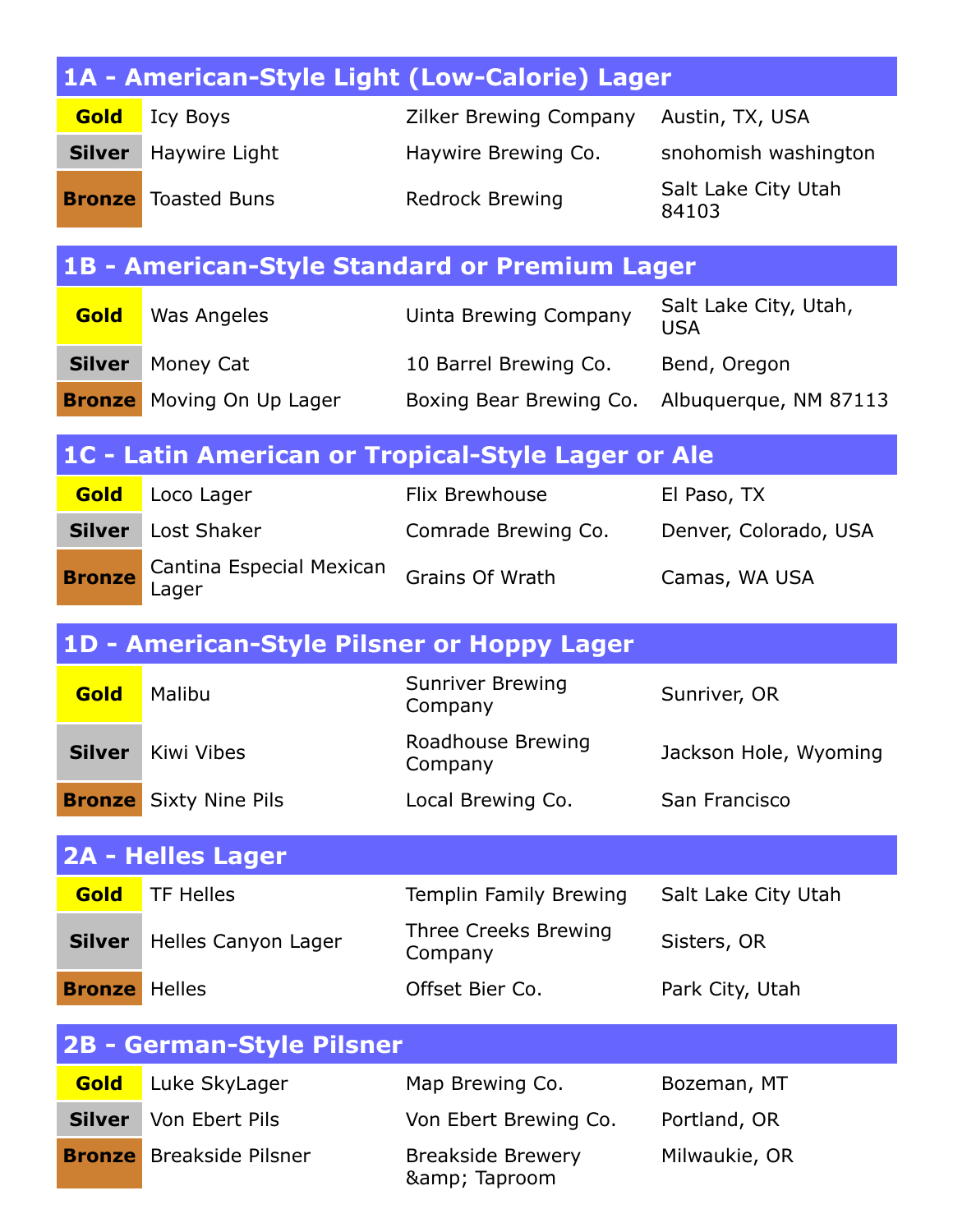## 1A - American-Style Light (Low-Calorie) Lager

| Medal | Beer | Brewery | Location |
| --- | --- | --- | --- |
| **Gold** | Icy Boys | Zilker Brewing Company | Austin, TX, USA |
| **Silver** | Haywire Light | Haywire Brewing Co. | snohomish washington |
| **Bronze** | Toasted Buns | Redrock Brewing | Salt Lake City Utah 84103 |

## 1B - American-Style Standard or Premium Lager

| Medal | Beer | Brewery | Location |
| --- | --- | --- | --- |
| **Gold** | Was Angeles | Uinta Brewing Company | Salt Lake City, Utah, USA |
| **Silver** | Money Cat | 10 Barrel Brewing Co. | Bend, Oregon |
| **Bronze** | Moving On Up Lager | Boxing Bear Brewing Co. | Albuquerque, NM 87113 |

## 1C - Latin American or Tropical-Style Lager or Ale

| Medal | Beer | Brewery | Location |
| --- | --- | --- | --- |
| **Gold** | Loco Lager | Flix Brewhouse | El Paso, TX |
| **Silver** | Lost Shaker | Comrade Brewing Co. | Denver, Colorado, USA |
| **Bronze** | Cantina Especial Mexican Lager | Grains Of Wrath | Camas, WA USA |

## 1D - American-Style Pilsner or Hoppy Lager

| Medal | Beer | Brewery | Location |
| --- | --- | --- | --- |
| **Gold** | Malibu | Sunriver Brewing Company | Sunriver, OR |
| **Silver** | Kiwi Vibes | Roadhouse Brewing Company | Jackson Hole, Wyoming |
| **Bronze** | Sixty Nine Pils | Local Brewing Co. | San Francisco |

## 2A - Helles Lager

| Medal | Beer | Brewery | Location |
| --- | --- | --- | --- |
| **Gold** | TF Helles | Templin Family Brewing | Salt Lake City Utah |
| **Silver** | Helles Canyon Lager | Three Creeks Brewing Company | Sisters, OR |
| **Bronze** | Helles | Offset Bier Co. | Park City, Utah |

## 2B - German-Style Pilsner

| Medal | Beer | Brewery | Location |
| --- | --- | --- | --- |
| **Gold** | Luke SkyLager | Map Brewing Co. | Bozeman, MT |
| **Silver** | Von Ebert Pils | Von Ebert Brewing Co. | Portland, OR |
| **Bronze** | Breakside Pilsner | Breakside Brewery &amp; Taproom | Milwaukie, OR |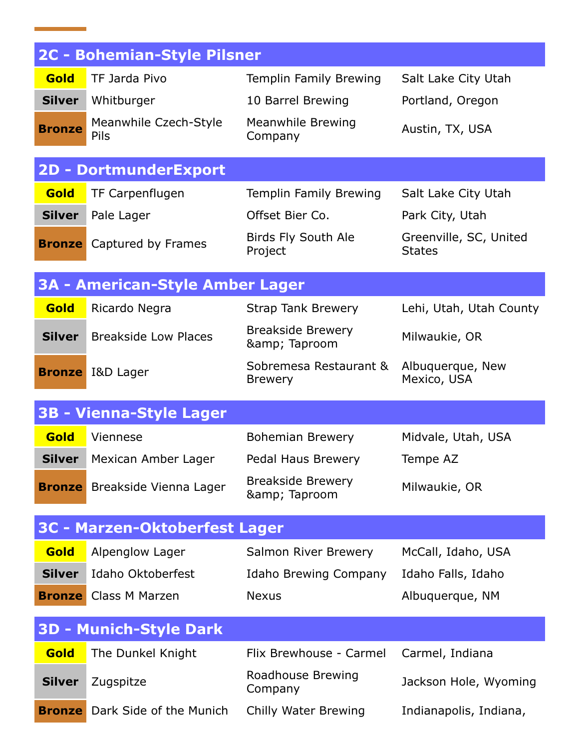## 2C - Bohemian-Style Pilsner

| Medal | Beer | Brewery | Location |
|---|---|---|---|
| Gold | TF Jarda Pivo | Templin Family Brewing | Salt Lake City Utah |
| Silver | Whitburger | 10 Barrel Brewing | Portland, Oregon |
| Bronze | Meanwhile Czech-Style Pils | Meanwhile Brewing Company | Austin, TX, USA |

## 2D - DortmunderExport

| Medal | Beer | Brewery | Location |
|---|---|---|---|
| Gold | TF Carpenflugen | Templin Family Brewing | Salt Lake City Utah |
| Silver | Pale Lager | Offset Bier Co. | Park City, Utah |
| Bronze | Captured by Frames | Birds Fly South Ale Project | Greenville, SC, United States |

## 3A - American-Style Amber Lager

| Medal | Beer | Brewery | Location |
|---|---|---|---|
| Gold | Ricardo Negra | Strap Tank Brewery | Lehi, Utah, Utah County |
| Silver | Breakside Low Places | Breakside Brewery &amp; Taproom | Milwaukie, OR |
| Bronze | I&D Lager | Sobremesa Restaurant & Brewery | Albuquerque, New Mexico, USA |

## 3B - Vienna-Style Lager

| Medal | Beer | Brewery | Location |
|---|---|---|---|
| Gold | Viennese | Bohemian Brewery | Midvale, Utah, USA |
| Silver | Mexican Amber Lager | Pedal Haus Brewery | Tempe AZ |
| Bronze | Breakside Vienna Lager | Breakside Brewery &amp; Taproom | Milwaukie, OR |

## 3C - Marzen-Oktoberfest Lager

| Medal | Beer | Brewery | Location |
|---|---|---|---|
| Gold | Alpenglow Lager | Salmon River Brewery | McCall, Idaho, USA |
| Silver | Idaho Oktoberfest | Idaho Brewing Company | Idaho Falls, Idaho |
| Bronze | Class M Marzen | Nexus | Albuquerque, NM |

## 3D - Munich-Style Dark

| Medal | Beer | Brewery | Location |
|---|---|---|---|
| Gold | The Dunkel Knight | Flix Brewhouse - Carmel | Carmel, Indiana |
| Silver | Zugspitze | Roadhouse Brewing Company | Jackson Hole, Wyoming |
| Bronze | Dark Side of the Munich | Chilly Water Brewing | Indianapolis, Indiana, |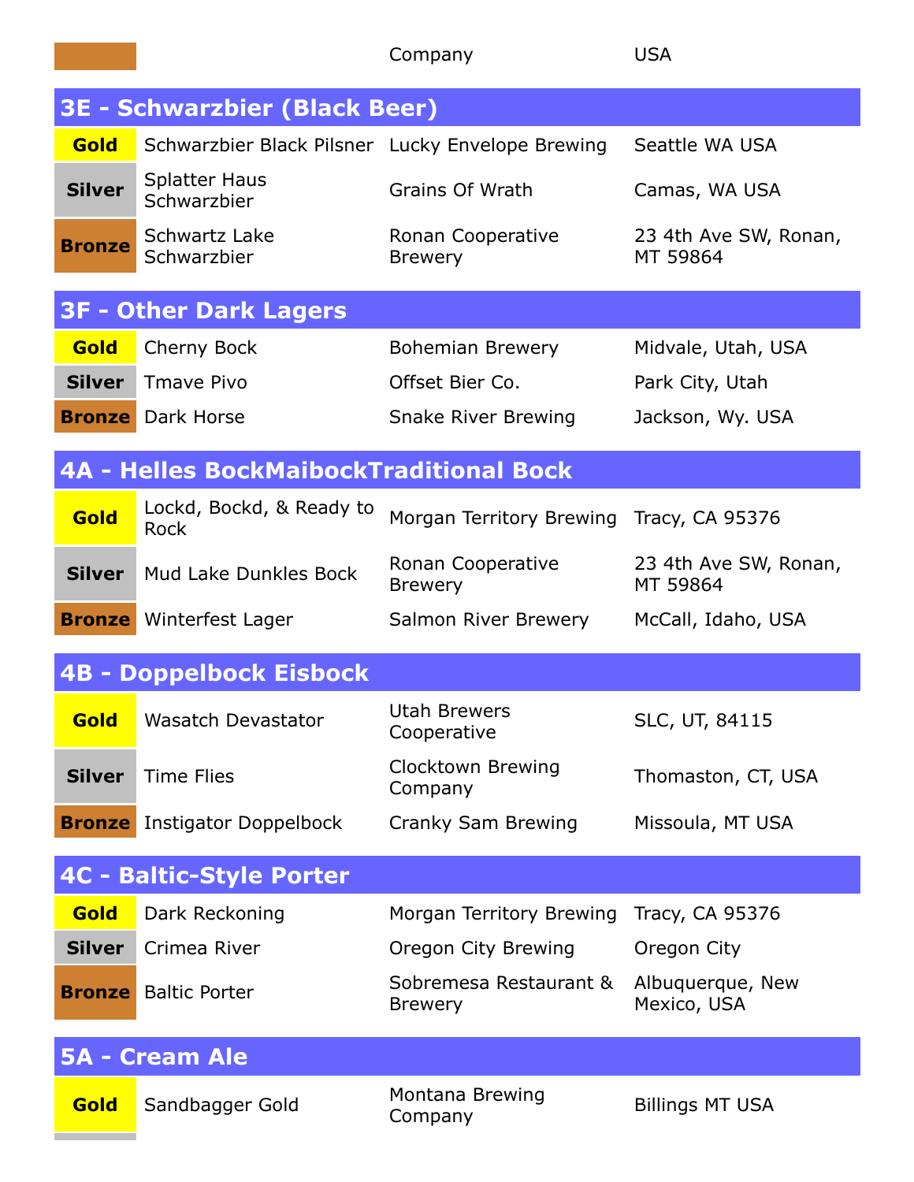| | | Company | USA |
|---|---|---|---|

## 3E - Schwarzbier (Black Beer)

| | | | |
|---|---|---|---|
| **Gold** | Schwarzbier Black Pilsner | Lucky Envelope Brewing | Seattle WA USA |
| **Silver** | Splatter Haus Schwarzbier | Grains Of Wrath | Camas, WA USA |
| **Bronze** | Schwartz Lake Schwarzbier | Ronan Cooperative Brewery | 23 4th Ave SW, Ronan, MT 59864 |

## 3F - Other Dark Lagers

| | | | |
|---|---|---|---|
| **Gold** | Cherny Bock | Bohemian Brewery | Midvale, Utah, USA |
| **Silver** | Tmave Pivo | Offset Bier Co. | Park City, Utah |
| **Bronze** | Dark Horse | Snake River Brewing | Jackson, Wy. USA |

## 4A - Helles BockMaibockTraditional Bock

| | | | |
|---|---|---|---|
| **Gold** | Lockd, Bockd, & Ready to Rock | Morgan Territory Brewing | Tracy, CA 95376 |
| **Silver** | Mud Lake Dunkles Bock | Ronan Cooperative Brewery | 23 4th Ave SW, Ronan, MT 59864 |
| **Bronze** | Winterfest Lager | Salmon River Brewery | McCall, Idaho, USA |

## 4B - Doppelbock Eisbock

| | | | |
|---|---|---|---|
| **Gold** | Wasatch Devastator | Utah Brewers Cooperative | SLC, UT, 84115 |
| **Silver** | Time Flies | Clocktown Brewing Company | Thomaston, CT, USA |
| **Bronze** | Instigator Doppelbock | Cranky Sam Brewing | Missoula, MT USA |

## 4C - Baltic-Style Porter

| | | | |
|---|---|---|---|
| **Gold** | Dark Reckoning | Morgan Territory Brewing | Tracy, CA 95376 |
| **Silver** | Crimea River | Oregon City Brewing | Oregon City |
| **Bronze** | Baltic Porter | Sobremesa Restaurant & Brewery | Albuquerque, New Mexico, USA |

## 5A - Cream Ale

| | | | |
|---|---|---|---|
| **Gold** | Sandbagger Gold | Montana Brewing Company | Billings MT USA |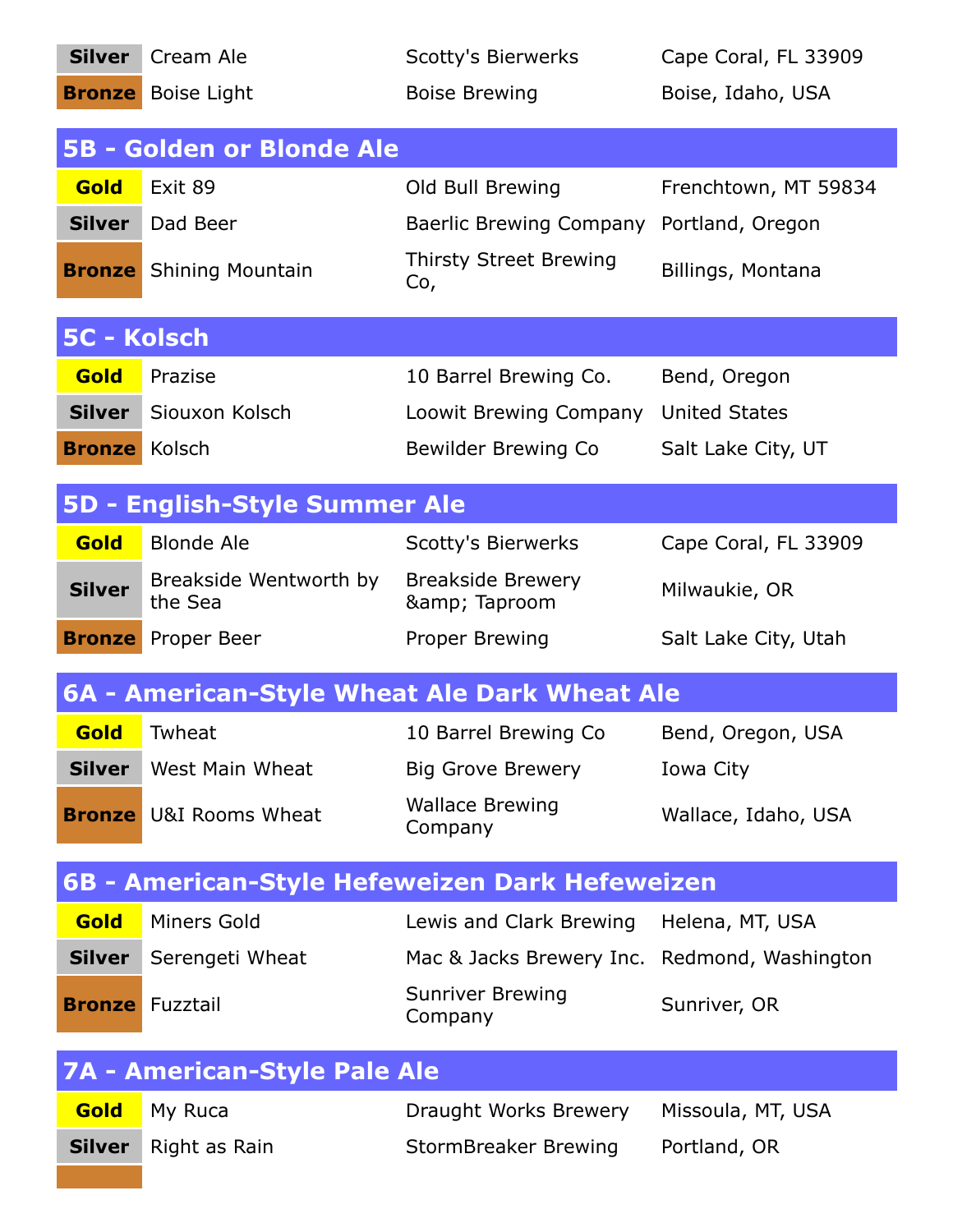| | | | |
|---|---|---|---|
| **Silver** | Cream Ale | Scotty's Bierwerks | Cape Coral, FL 33909 |
| **Bronze** | Boise Light | Boise Brewing | Boise, Idaho, USA |

## 5B - Golden or Blonde Ale

| | | | |
|---|---|---|---|
| **Gold** | Exit 89 | Old Bull Brewing | Frenchtown, MT 59834 |
| **Silver** | Dad Beer | Baerlic Brewing Company | Portland, Oregon |
| **Bronze** | Shining Mountain | Thirsty Street Brewing Co, | Billings, Montana |

## 5C - Kolsch

| | | | |
|---|---|---|---|
| **Gold** | Prazise | 10 Barrel Brewing Co. | Bend, Oregon |
| **Silver** | Siouxon Kolsch | Loowit Brewing Company | United States |
| **Bronze** | Kolsch | Bewilder Brewing Co | Salt Lake City, UT |

## 5D - English-Style Summer Ale

| | | | |
|---|---|---|---|
| **Gold** | Blonde Ale | Scotty's Bierwerks | Cape Coral, FL 33909 |
| **Silver** | Breakside Wentworth by the Sea | Breakside Brewery &amp; Taproom | Milwaukie, OR |
| **Bronze** | Proper Beer | Proper Brewing | Salt Lake City, Utah |

## 6A - American-Style Wheat Ale Dark Wheat Ale

| | | | |
|---|---|---|---|
| **Gold** | Twheat | 10 Barrel Brewing Co | Bend, Oregon, USA |
| **Silver** | West Main Wheat | Big Grove Brewery | Iowa City |
| **Bronze** | U&I Rooms Wheat | Wallace Brewing Company | Wallace, Idaho, USA |

## 6B - American-Style Hefeweizen Dark Hefeweizen

| | | | |
|---|---|---|---|
| **Gold** | Miners Gold | Lewis and Clark Brewing | Helena, MT, USA |
| **Silver** | Serengeti Wheat | Mac & Jacks Brewery Inc. | Redmond, Washington |
| **Bronze** | Fuzztail | Sunriver Brewing Company | Sunriver, OR |

## 7A - American-Style Pale Ale

| | | | |
|---|---|---|---|
| **Gold** | My Ruca | Draught Works Brewery | Missoula, MT, USA |
| **Silver** | Right as Rain | StormBreaker Brewing | Portland, OR |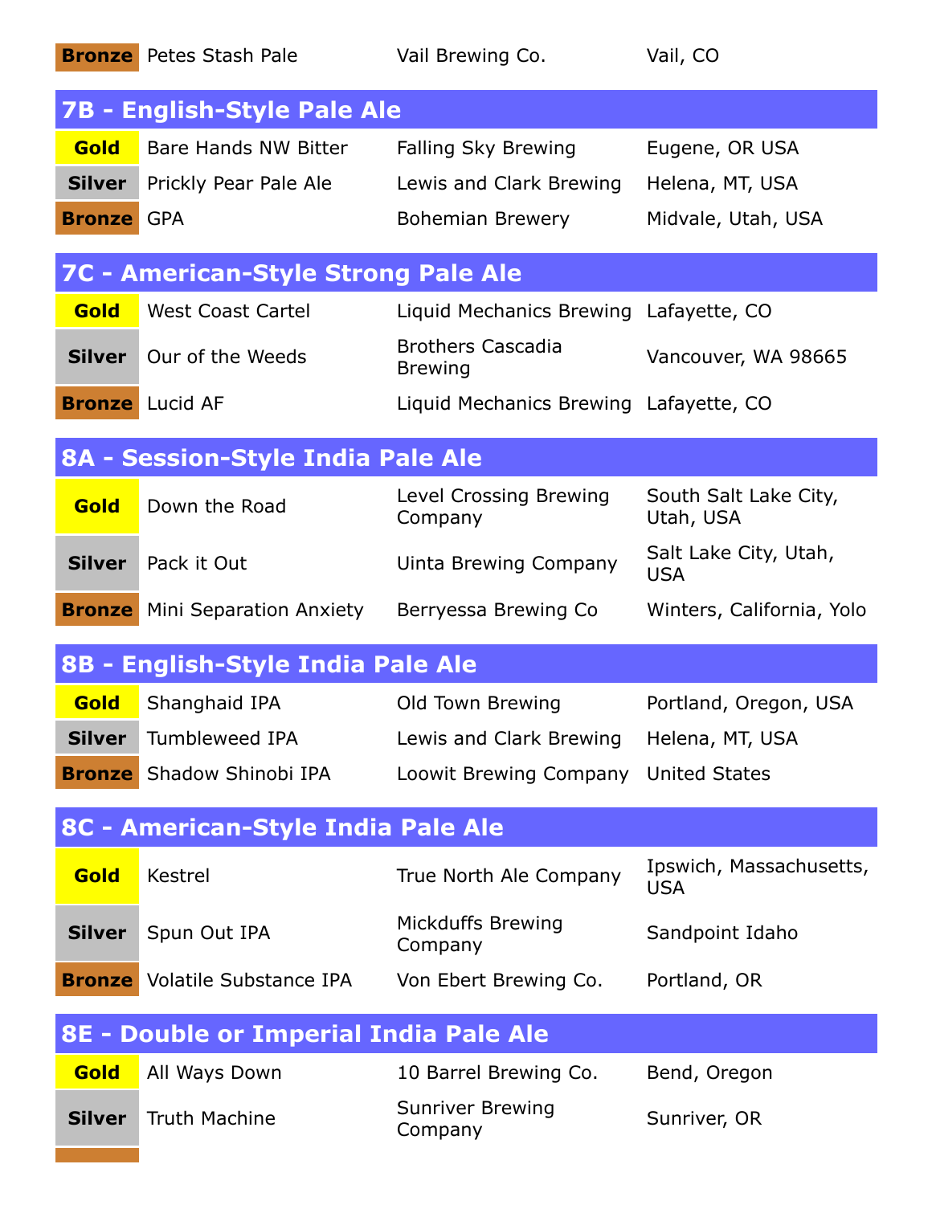| | | | |
|---|---|---|---|
| **Bronze** | Petes Stash Pale | Vail Brewing Co. | Vail, CO |

## 7B - English-Style Pale Ale

| | | | |
|---|---|---|---|
| **Gold** | Bare Hands NW Bitter | Falling Sky Brewing | Eugene, OR USA |
| **Silver** | Prickly Pear Pale Ale | Lewis and Clark Brewing | Helena, MT, USA |
| **Bronze** | GPA | Bohemian Brewery | Midvale, Utah, USA |

## 7C - American-Style Strong Pale Ale

| | | | |
|---|---|---|---|
| **Gold** | West Coast Cartel | Liquid Mechanics Brewing | Lafayette, CO |
| **Silver** | Our of the Weeds | Brothers Cascadia Brewing | Vancouver, WA 98665 |
| **Bronze** | Lucid AF | Liquid Mechanics Brewing | Lafayette, CO |

## 8A - Session-Style India Pale Ale

| | | | |
|---|---|---|---|
| **Gold** | Down the Road | Level Crossing Brewing Company | South Salt Lake City, Utah, USA |
| **Silver** | Pack it Out | Uinta Brewing Company | Salt Lake City, Utah, USA |
| **Bronze** | Mini Separation Anxiety | Berryessa Brewing Co | Winters, California, Yolo |

## 8B - English-Style India Pale Ale

| | | | |
|---|---|---|---|
| **Gold** | Shanghaid IPA | Old Town Brewing | Portland, Oregon, USA |
| **Silver** | Tumbleweed IPA | Lewis and Clark Brewing | Helena, MT, USA |
| **Bronze** | Shadow Shinobi IPA | Loowit Brewing Company | United States |

## 8C - American-Style India Pale Ale

| | | | |
|---|---|---|---|
| **Gold** | Kestrel | True North Ale Company | Ipswich, Massachusetts, USA |
| **Silver** | Spun Out IPA | Mickduffs Brewing Company | Sandpoint Idaho |
| **Bronze** | Volatile Substance IPA | Von Ebert Brewing Co. | Portland, OR |

## 8E - Double or Imperial India Pale Ale

| | | | |
|---|---|---|---|
| **Gold** | All Ways Down | 10 Barrel Brewing Co. | Bend, Oregon |
| **Silver** | Truth Machine | Sunriver Brewing Company | Sunriver, OR |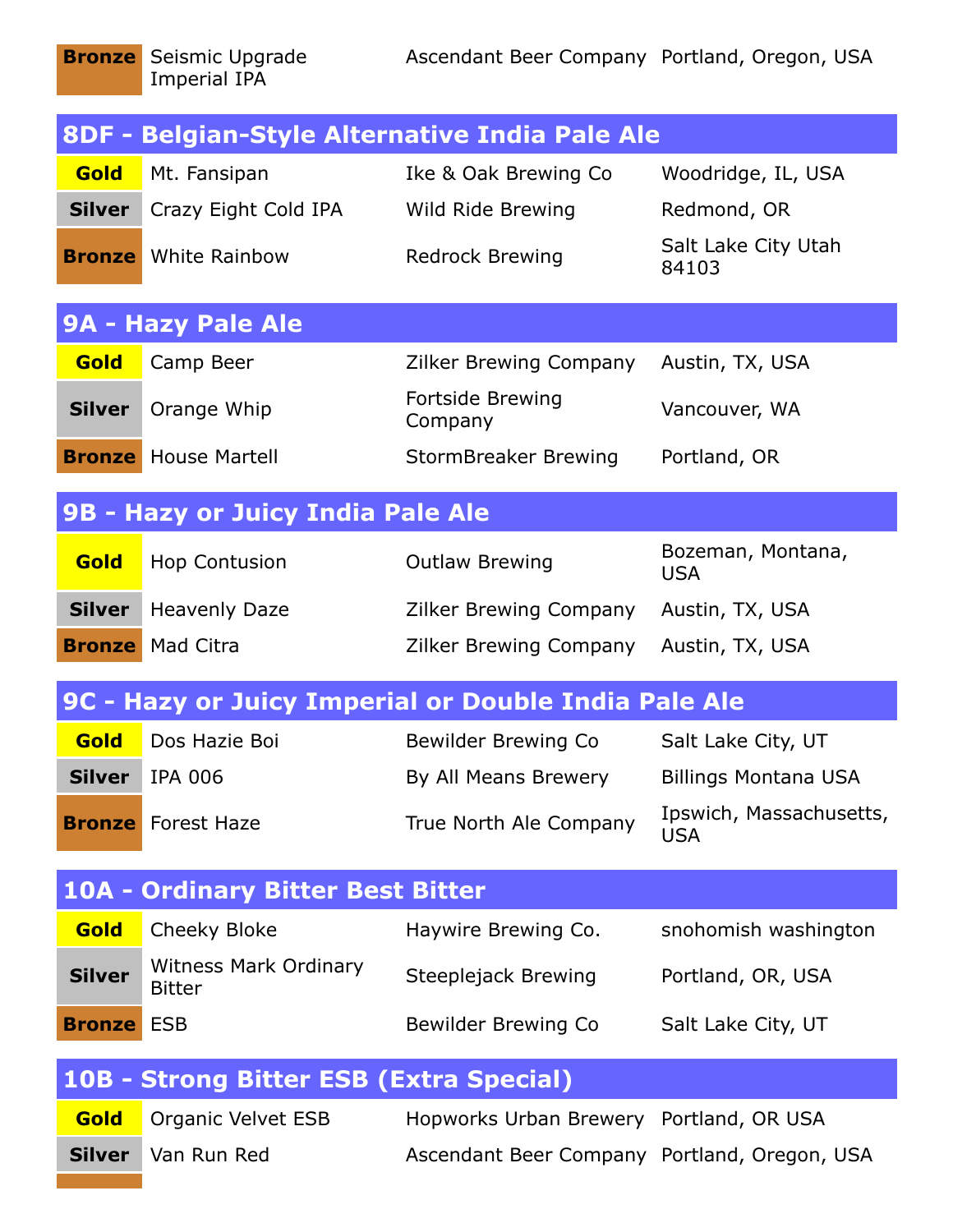| | | | |
|---|---|---|---|
| Bronze | Seismic Upgrade Imperial IPA | Ascendant Beer Company | Portland, Oregon, USA |

## 8DF - Belgian-Style Alternative India Pale Ale

| | | | |
|---|---|---|---|
| Gold | Mt. Fansipan | Ike & Oak Brewing Co | Woodridge, IL, USA |
| Silver | Crazy Eight Cold IPA | Wild Ride Brewing | Redmond, OR |
| Bronze | White Rainbow | Redrock Brewing | Salt Lake City Utah 84103 |

## 9A - Hazy Pale Ale

| | | | |
|---|---|---|---|
| Gold | Camp Beer | Zilker Brewing Company | Austin, TX, USA |
| Silver | Orange Whip | Fortside Brewing Company | Vancouver, WA |
| Bronze | House Martell | StormBreaker Brewing | Portland, OR |

## 9B - Hazy or Juicy India Pale Ale

| | | | |
|---|---|---|---|
| Gold | Hop Contusion | Outlaw Brewing | Bozeman, Montana, USA |
| Silver | Heavenly Daze | Zilker Brewing Company | Austin, TX, USA |
| Bronze | Mad Citra | Zilker Brewing Company | Austin, TX, USA |

## 9C - Hazy or Juicy Imperial or Double India Pale Ale

| | | | |
|---|---|---|---|
| Gold | Dos Hazie Boi | Bewilder Brewing Co | Salt Lake City, UT |
| Silver | IPA 006 | By All Means Brewery | Billings Montana USA |
| Bronze | Forest Haze | True North Ale Company | Ipswich, Massachusetts, USA |

## 10A - Ordinary Bitter Best Bitter

| | | | |
|---|---|---|---|
| Gold | Cheeky Bloke | Haywire Brewing Co. | snohomish washington |
| Silver | Witness Mark Ordinary Bitter | Steeplejack Brewing | Portland, OR, USA |
| Bronze | ESB | Bewilder Brewing Co | Salt Lake City, UT |

## 10B - Strong Bitter ESB (Extra Special)

| | | | |
|---|---|---|---|
| Gold | Organic Velvet ESB | Hopworks Urban Brewery | Portland, OR USA |
| Silver | Van Run Red | Ascendant Beer Company | Portland, Oregon, USA |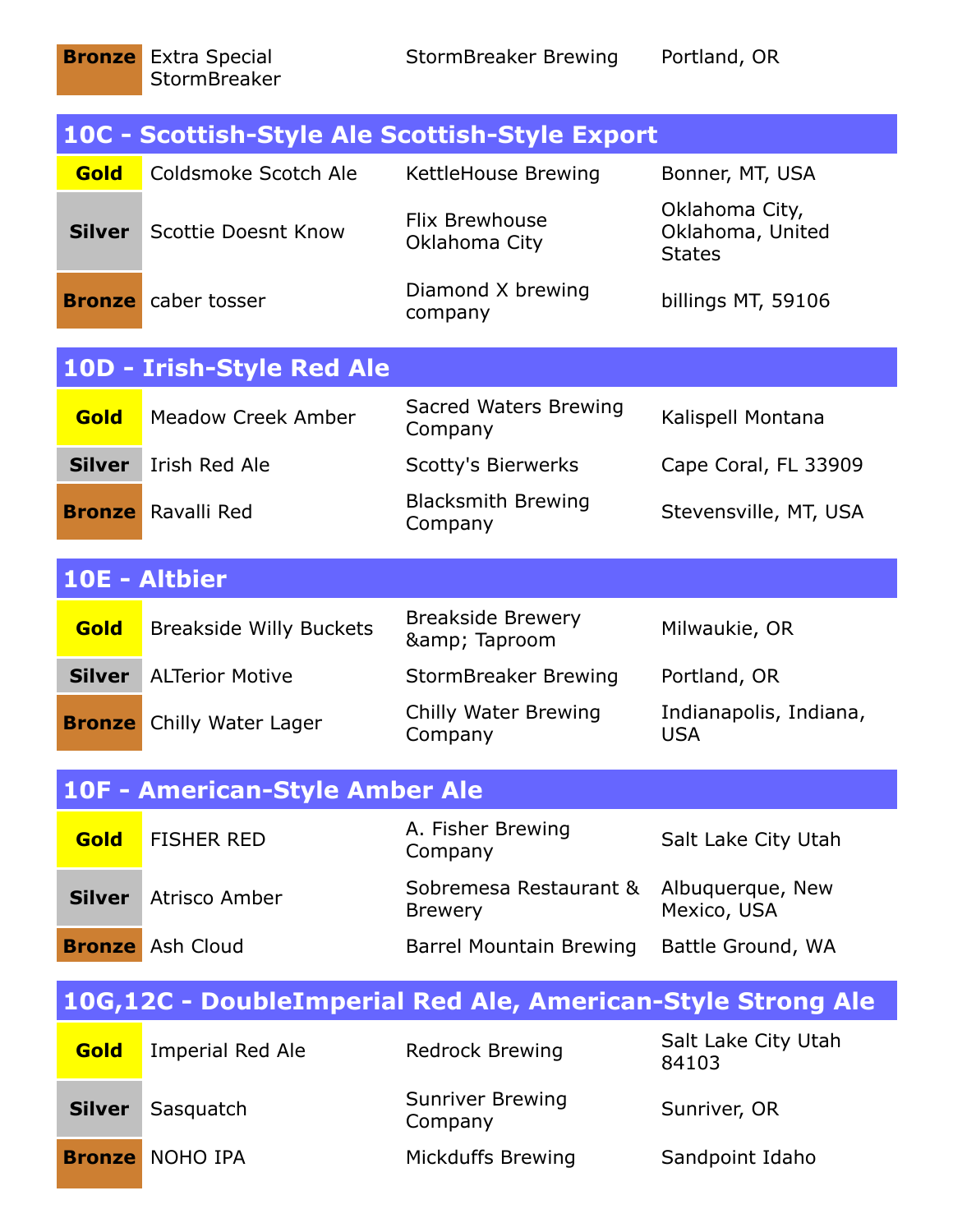| Bronze | Extra Special StormBreaker | StormBreaker Brewing | Portland, OR |
|---|---|---|---|

## 10C - Scottish-Style Ale Scottish-Style Export

| Gold | Coldsmoke Scotch Ale | KettleHouse Brewing | Bonner, MT, USA |
|---|---|---|---|
| Silver | Scottie Doesnt Know | Flix Brewhouse Oklahoma City | Oklahoma City, Oklahoma, United States |
| Bronze | caber tosser | Diamond X brewing company | billings MT, 59106 |

## 10D - Irish-Style Red Ale

| Gold | Meadow Creek Amber | Sacred Waters Brewing Company | Kalispell Montana |
|---|---|---|---|
| Silver | Irish Red Ale | Scotty's Bierwerks | Cape Coral, FL 33909 |
| Bronze | Ravalli Red | Blacksmith Brewing Company | Stevensville, MT, USA |

## 10E - Altbier

| Gold | Breakside Willy Buckets | Breakside Brewery &amp; Taproom | Milwaukie, OR |
|---|---|---|---|
| Silver | ALTerior Motive | StormBreaker Brewing | Portland, OR |
| Bronze | Chilly Water Lager | Chilly Water Brewing Company | Indianapolis, Indiana, USA |

## 10F - American-Style Amber Ale

| Gold | FISHER RED | A. Fisher Brewing Company | Salt Lake City Utah |
|---|---|---|---|
| Silver | Atrisco Amber | Sobremesa Restaurant & Brewery | Albuquerque, New Mexico, USA |
| Bronze | Ash Cloud | Barrel Mountain Brewing | Battle Ground, WA |

## 10G,12C - DoubleImperial Red Ale, American-Style Strong Ale

| Gold | Imperial Red Ale | Redrock Brewing | Salt Lake City Utah 84103 |
|---|---|---|---|
| Silver | Sasquatch | Sunriver Brewing Company | Sunriver, OR |
| Bronze | NOHO IPA | Mickduffs Brewing | Sandpoint Idaho |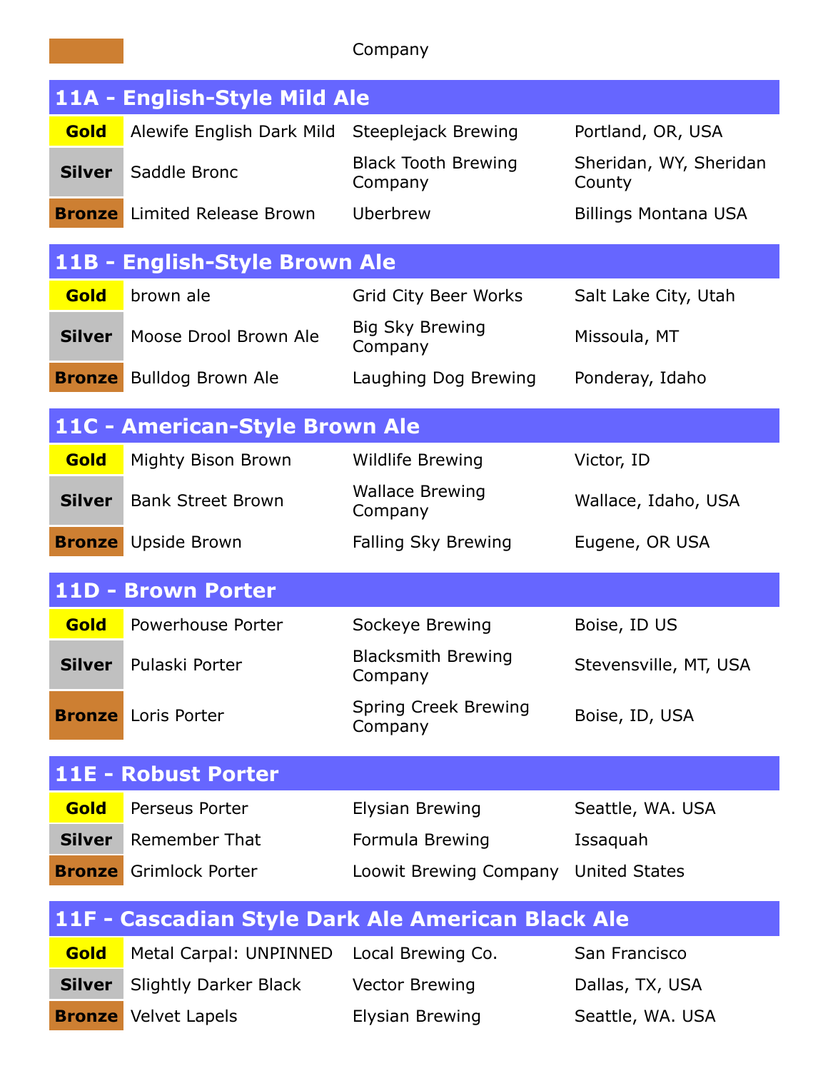| | | Company | |
|---|---|---|---|

## 11A - English-Style Mild Ale

| | | | |
|---|---|---|---|
| **Gold** | Alewife English Dark Mild | Steeplejack Brewing | Portland, OR, USA |
| **Silver** | Saddle Bronc | Black Tooth Brewing Company | Sheridan, WY, Sheridan County |
| **Bronze** | Limited Release Brown | Uberbrew | Billings Montana USA |

## 11B - English-Style Brown Ale

| | | | |
|---|---|---|---|
| **Gold** | brown ale | Grid City Beer Works | Salt Lake City, Utah |
| **Silver** | Moose Drool Brown Ale | Big Sky Brewing Company | Missoula, MT |
| **Bronze** | Bulldog Brown Ale | Laughing Dog Brewing | Ponderay, Idaho |

## 11C - American-Style Brown Ale

| | | | |
|---|---|---|---|
| **Gold** | Mighty Bison Brown | Wildlife Brewing | Victor, ID |
| **Silver** | Bank Street Brown | Wallace Brewing Company | Wallace, Idaho, USA |
| **Bronze** | Upside Brown | Falling Sky Brewing | Eugene, OR USA |

## 11D - Brown Porter

| | | | |
|---|---|---|---|
| **Gold** | Powerhouse Porter | Sockeye Brewing | Boise, ID US |
| **Silver** | Pulaski Porter | Blacksmith Brewing Company | Stevensville, MT, USA |
| **Bronze** | Loris Porter | Spring Creek Brewing Company | Boise, ID, USA |

## 11E - Robust Porter

| | | | |
|---|---|---|---|
| **Gold** | Perseus Porter | Elysian Brewing | Seattle, WA. USA |
| **Silver** | Remember That | Formula Brewing | Issaquah |
| **Bronze** | Grimlock Porter | Loowit Brewing Company | United States |

## 11F - Cascadian Style Dark Ale American Black Ale

| | | | |
|---|---|---|---|
| **Gold** | Metal Carpal: UNPINNED | Local Brewing Co. | San Francisco |
| **Silver** | Slightly Darker Black | Vector Brewing | Dallas, TX, USA |
| **Bronze** | Velvet Lapels | Elysian Brewing | Seattle, WA. USA |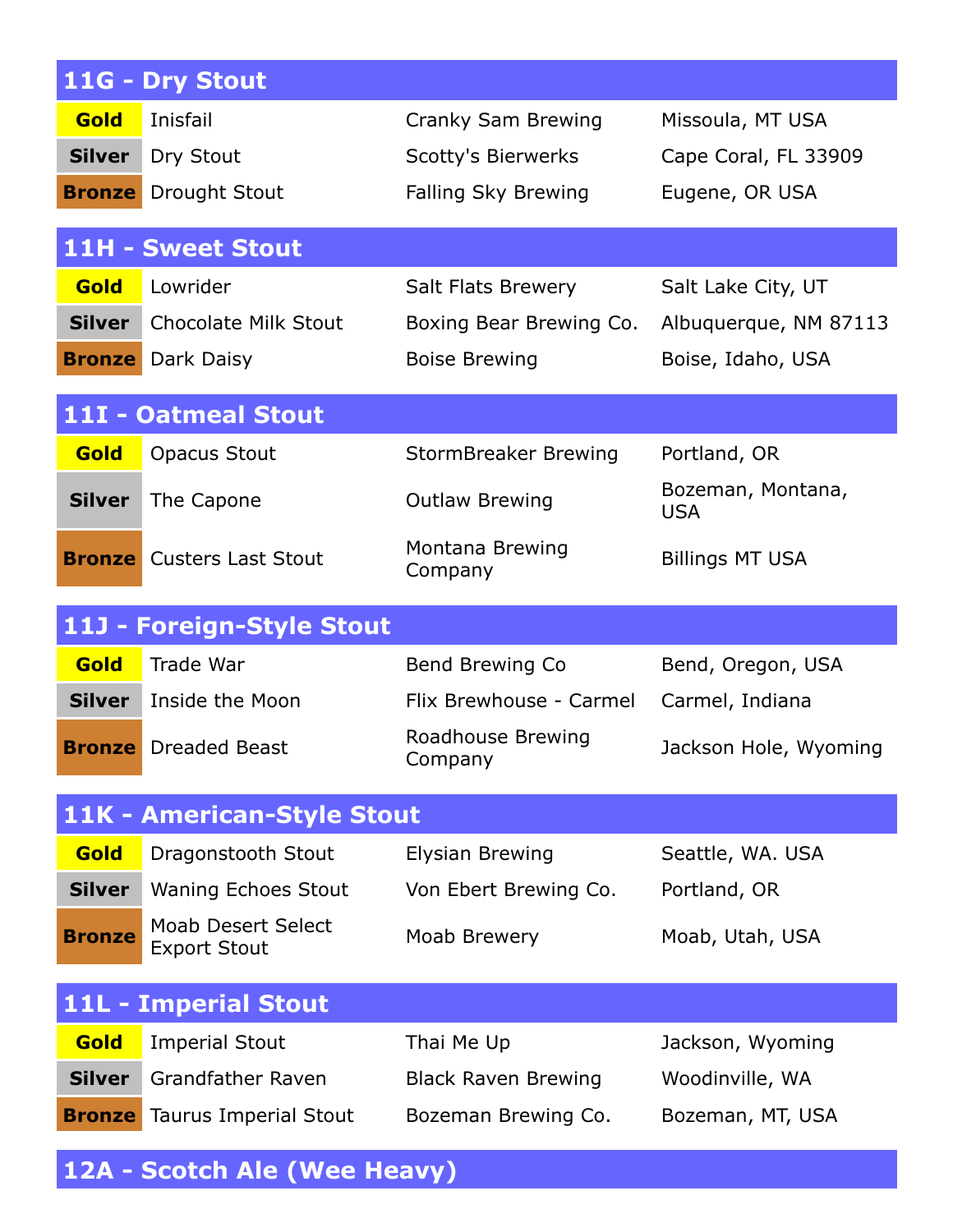## 11G - Dry Stout

| | | | |
|---|---|---|---|
| **Gold** | Inisfail | Cranky Sam Brewing | Missoula, MT USA |
| **Silver** | Dry Stout | Scotty's Bierwerks | Cape Coral, FL 33909 |
| **Bronze** | Drought Stout | Falling Sky Brewing | Eugene, OR USA |

## 11H - Sweet Stout

| | | | |
|---|---|---|---|
| **Gold** | Lowrider | Salt Flats Brewery | Salt Lake City, UT |
| **Silver** | Chocolate Milk Stout | Boxing Bear Brewing Co. | Albuquerque, NM 87113 |
| **Bronze** | Dark Daisy | Boise Brewing | Boise, Idaho, USA |

## 11I - Oatmeal Stout

| | | | |
|---|---|---|---|
| **Gold** | Opacus Stout | StormBreaker Brewing | Portland, OR |
| **Silver** | The Capone | Outlaw Brewing | Bozeman, Montana, USA |
| **Bronze** | Custers Last Stout | Montana Brewing Company | Billings MT USA |

## 11J - Foreign-Style Stout

| | | | |
|---|---|---|---|
| **Gold** | Trade War | Bend Brewing Co | Bend, Oregon, USA |
| **Silver** | Inside the Moon | Flix Brewhouse - Carmel | Carmel, Indiana |
| **Bronze** | Dreaded Beast | Roadhouse Brewing Company | Jackson Hole, Wyoming |

## 11K - American-Style Stout

| | | | |
|---|---|---|---|
| **Gold** | Dragonstooth Stout | Elysian Brewing | Seattle, WA. USA |
| **Silver** | Waning Echoes Stout | Von Ebert Brewing Co. | Portland, OR |
| **Bronze** | Moab Desert Select Export Stout | Moab Brewery | Moab, Utah, USA |

## 11L - Imperial Stout

| | | | |
|---|---|---|---|
| **Gold** | Imperial Stout | Thai Me Up | Jackson, Wyoming |
| **Silver** | Grandfather Raven | Black Raven Brewing | Woodinville, WA |
| **Bronze** | Taurus Imperial Stout | Bozeman Brewing Co. | Bozeman, MT, USA |

## 12A - Scotch Ale (Wee Heavy)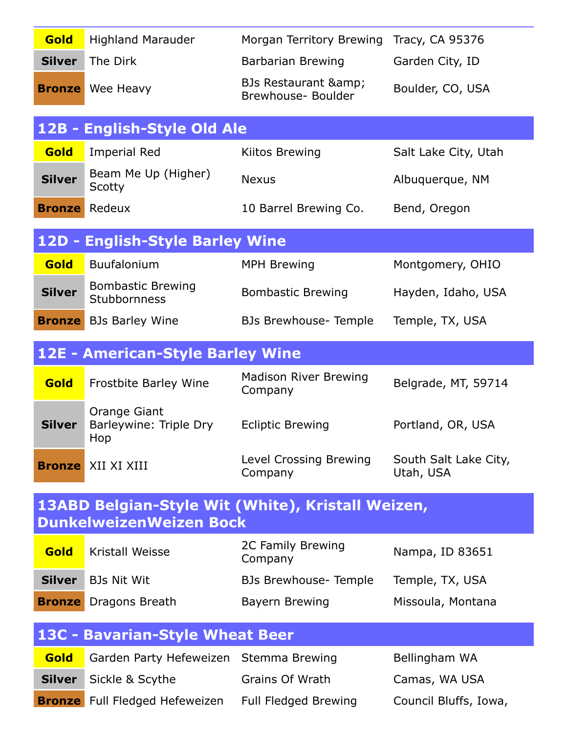| | | | |
|---|---|---|---|
| **Gold** | Highland Marauder | Morgan Territory Brewing | Tracy, CA 95376 |
| **Silver** | The Dirk | Barbarian Brewing | Garden City, ID |
| **Bronze** | Wee Heavy | BJs Restaurant &amp; Brewhouse- Boulder | Boulder, CO, USA |

## 12B - English-Style Old Ale

| | | | |
|---|---|---|---|
| **Gold** | Imperial Red | Kiitos Brewing | Salt Lake City, Utah |
| **Silver** | Beam Me Up (Higher) Scotty | Nexus | Albuquerque, NM |
| **Bronze** | Redeux | 10 Barrel Brewing Co. | Bend, Oregon |

## 12D - English-Style Barley Wine

| | | | |
|---|---|---|---|
| **Gold** | Buufalonium | MPH Brewing | Montgomery, OHIO |
| **Silver** | Bombastic Brewing Stubbornness | Bombastic Brewing | Hayden, Idaho, USA |
| **Bronze** | BJs Barley Wine | BJs Brewhouse- Temple | Temple, TX, USA |

## 12E - American-Style Barley Wine

| | | | |
|---|---|---|---|
| **Gold** | Frostbite Barley Wine | Madison River Brewing Company | Belgrade, MT, 59714 |
| **Silver** | Orange Giant Barleywine: Triple Dry Hop | Ecliptic Brewing | Portland, OR, USA |
| **Bronze** | XII XI XIII | Level Crossing Brewing Company | South Salt Lake City, Utah, USA |

## 13ABD Belgian-Style Wit (White), Kristall Weizen, DunkelweizenWeizen Bock

| | | | |
|---|---|---|---|
| **Gold** | Kristall Weisse | 2C Family Brewing Company | Nampa, ID 83651 |
| **Silver** | BJs Nit Wit | BJs Brewhouse- Temple | Temple, TX, USA |
| **Bronze** | Dragons Breath | Bayern Brewing | Missoula, Montana |

## 13C - Bavarian-Style Wheat Beer

| | | | |
|---|---|---|---|
| **Gold** | Garden Party Hefeweizen | Stemma Brewing | Bellingham WA |
| **Silver** | Sickle & Scythe | Grains Of Wrath | Camas, WA USA |
| **Bronze** | Full Fledged Hefeweizen | Full Fledged Brewing | Council Bluffs, Iowa, |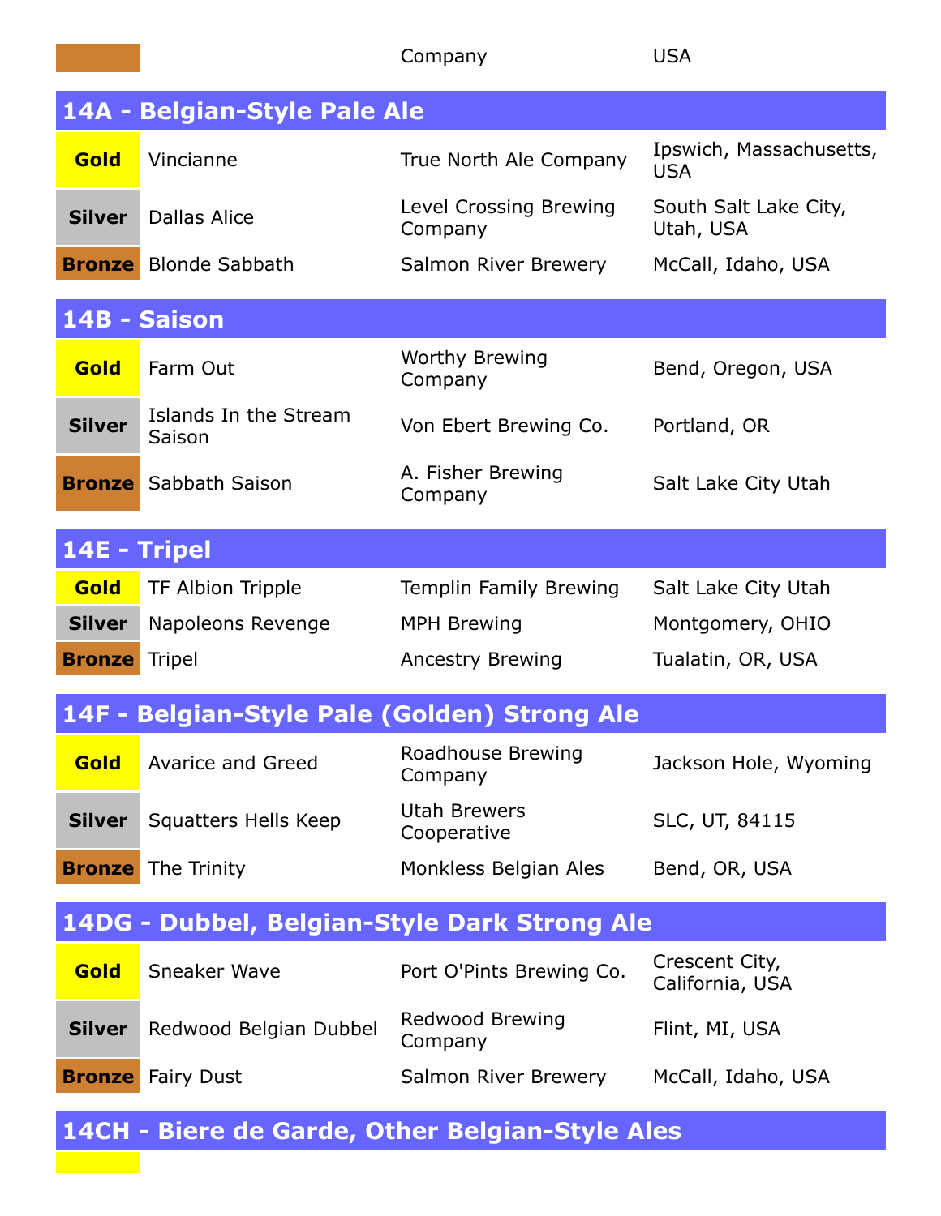| | | Company | USA |
|---|---|---|---|

## 14A - Belgian-Style Pale Ale

| | | | |
|---|---|---|---|
| **Gold** | Vincianne | True North Ale Company | Ipswich, Massachusetts, USA |
| **Silver** | Dallas Alice | Level Crossing Brewing Company | South Salt Lake City, Utah, USA |
| **Bronze** | Blonde Sabbath | Salmon River Brewery | McCall, Idaho, USA |

## 14B - Saison

| | | | |
|---|---|---|---|
| **Gold** | Farm Out | Worthy Brewing Company | Bend, Oregon, USA |
| **Silver** | Islands In the Stream Saison | Von Ebert Brewing Co. | Portland, OR |
| **Bronze** | Sabbath Saison | A. Fisher Brewing Company | Salt Lake City Utah |

## 14E - Tripel

| | | | |
|---|---|---|---|
| **Gold** | TF Albion Tripple | Templin Family Brewing | Salt Lake City Utah |
| **Silver** | Napoleons Revenge | MPH Brewing | Montgomery, OHIO |
| **Bronze** | Tripel | Ancestry Brewing | Tualatin, OR, USA |

## 14F - Belgian-Style Pale (Golden) Strong Ale

| | | | |
|---|---|---|---|
| **Gold** | Avarice and Greed | Roadhouse Brewing Company | Jackson Hole, Wyoming |
| **Silver** | Squatters Hells Keep | Utah Brewers Cooperative | SLC, UT, 84115 |
| **Bronze** | The Trinity | Monkless Belgian Ales | Bend, OR, USA |

## 14DG - Dubbel, Belgian-Style Dark Strong Ale

| | | | |
|---|---|---|---|
| **Gold** | Sneaker Wave | Port O'Pints Brewing Co. | Crescent City, California, USA |
| **Silver** | Redwood Belgian Dubbel | Redwood Brewing Company | Flint, MI, USA |
| **Bronze** | Fairy Dust | Salmon River Brewery | McCall, Idaho, USA |

## 14CH - Biere de Garde, Other Belgian-Style Ales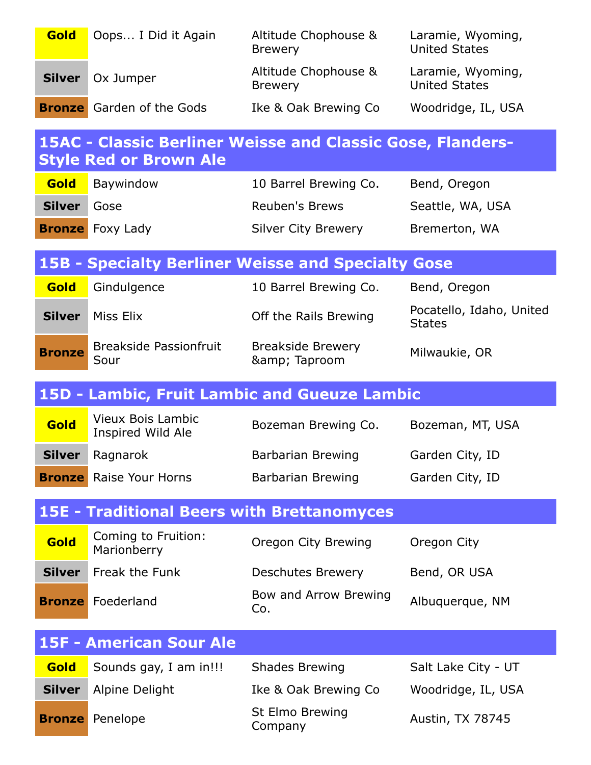| | | | |
|---|---|---|---|
| Gold | Oops... I Did it Again | Altitude Chophouse & Brewery | Laramie, Wyoming, United States |
| Silver | Ox Jumper | Altitude Chophouse & Brewery | Laramie, Wyoming, United States |
| Bronze | Garden of the Gods | Ike & Oak Brewing Co | Woodridge, IL, USA |

## 15AC - Classic Berliner Weisse and Classic Gose, Flanders-Style Red or Brown Ale

| | | | |
|---|---|---|---|
| Gold | Baywindow | 10 Barrel Brewing Co. | Bend, Oregon |
| Silver | Gose | Reuben's Brews | Seattle, WA, USA |
| Bronze | Foxy Lady | Silver City Brewery | Bremerton, WA |

## 15B - Specialty Berliner Weisse and Specialty Gose

| | | | |
|---|---|---|---|
| Gold | Gindulgence | 10 Barrel Brewing Co. | Bend, Oregon |
| Silver | Miss Elix | Off the Rails Brewing | Pocatello, Idaho, United States |
| Bronze | Breakside Passionfruit Sour | Breakside Brewery &amp; Taproom | Milwaukie, OR |

## 15D - Lambic, Fruit Lambic and Gueuze Lambic

| | | | |
|---|---|---|---|
| Gold | Vieux Bois Lambic Inspired Wild Ale | Bozeman Brewing Co. | Bozeman, MT, USA |
| Silver | Ragnarok | Barbarian Brewing | Garden City, ID |
| Bronze | Raise Your Horns | Barbarian Brewing | Garden City, ID |

## 15E - Traditional Beers with Brettanomyces

| | | | |
|---|---|---|---|
| Gold | Coming to Fruition: Marionberry | Oregon City Brewing | Oregon City |
| Silver | Freak the Funk | Deschutes Brewery | Bend, OR USA |
| Bronze | Foederland | Bow and Arrow Brewing Co. | Albuquerque, NM |

## 15F - American Sour Ale

| | | | |
|---|---|---|---|
| Gold | Sounds gay, I am in!!! | Shades Brewing | Salt Lake City - UT |
| Silver | Alpine Delight | Ike & Oak Brewing Co | Woodridge, IL, USA |
| Bronze | Penelope | St Elmo Brewing Company | Austin, TX 78745 |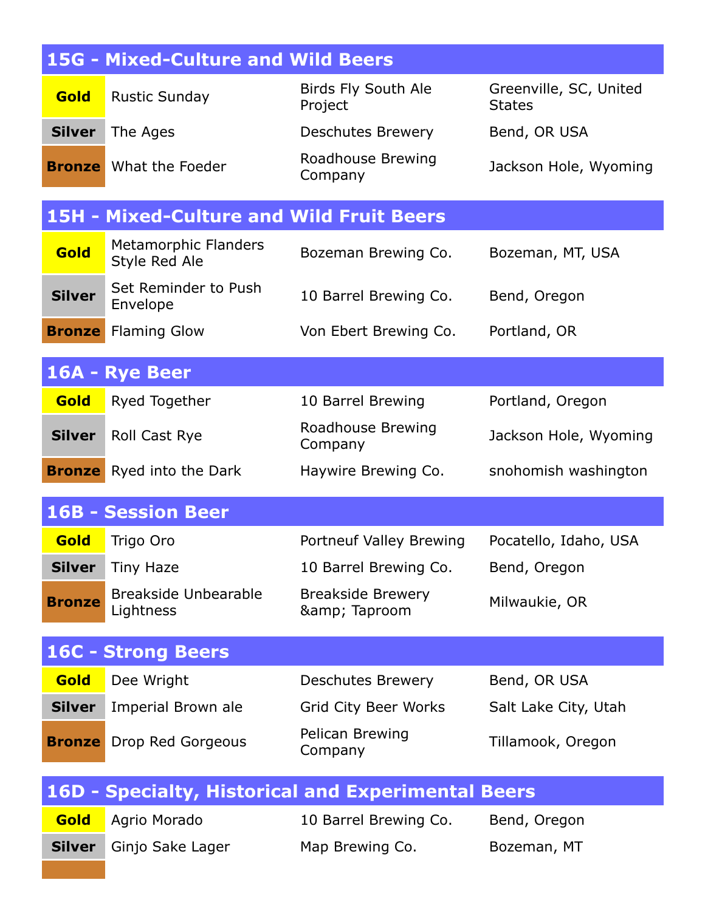## 15G - Mixed-Culture and Wild Beers

| Medal | Beer | Brewery | Location |
|---|---|---|---|
| Gold | Rustic Sunday | Birds Fly South Ale Project | Greenville, SC, United States |
| Silver | The Ages | Deschutes Brewery | Bend, OR USA |
| Bronze | What the Foeder | Roadhouse Brewing Company | Jackson Hole, Wyoming |

## 15H - Mixed-Culture and Wild Fruit Beers

| Medal | Beer | Brewery | Location |
|---|---|---|---|
| Gold | Metamorphic Flanders Style Red Ale | Bozeman Brewing Co. | Bozeman, MT, USA |
| Silver | Set Reminder to Push Envelope | 10 Barrel Brewing Co. | Bend, Oregon |
| Bronze | Flaming Glow | Von Ebert Brewing Co. | Portland, OR |

## 16A - Rye Beer

| Medal | Beer | Brewery | Location |
|---|---|---|---|
| Gold | Ryed Together | 10 Barrel Brewing | Portland, Oregon |
| Silver | Roll Cast Rye | Roadhouse Brewing Company | Jackson Hole, Wyoming |
| Bronze | Ryed into the Dark | Haywire Brewing Co. | snohomish washington |

## 16B - Session Beer

| Medal | Beer | Brewery | Location |
|---|---|---|---|
| Gold | Trigo Oro | Portneuf Valley Brewing | Pocatello, Idaho, USA |
| Silver | Tiny Haze | 10 Barrel Brewing Co. | Bend, Oregon |
| Bronze | Breakside Unbearable Lightness | Breakside Brewery &amp; Taproom | Milwaukie, OR |

## 16C - Strong Beers

| Medal | Beer | Brewery | Location |
|---|---|---|---|
| Gold | Dee Wright | Deschutes Brewery | Bend, OR USA |
| Silver | Imperial Brown ale | Grid City Beer Works | Salt Lake City, Utah |
| Bronze | Drop Red Gorgeous | Pelican Brewing Company | Tillamook, Oregon |

## 16D - Specialty, Historical and Experimental Beers

| Medal | Beer | Brewery | Location |
|---|---|---|---|
| Gold | Agrio Morado | 10 Barrel Brewing Co. | Bend, Oregon |
| Silver | Ginjo Sake Lager | Map Brewing Co. | Bozeman, MT |
| | | | |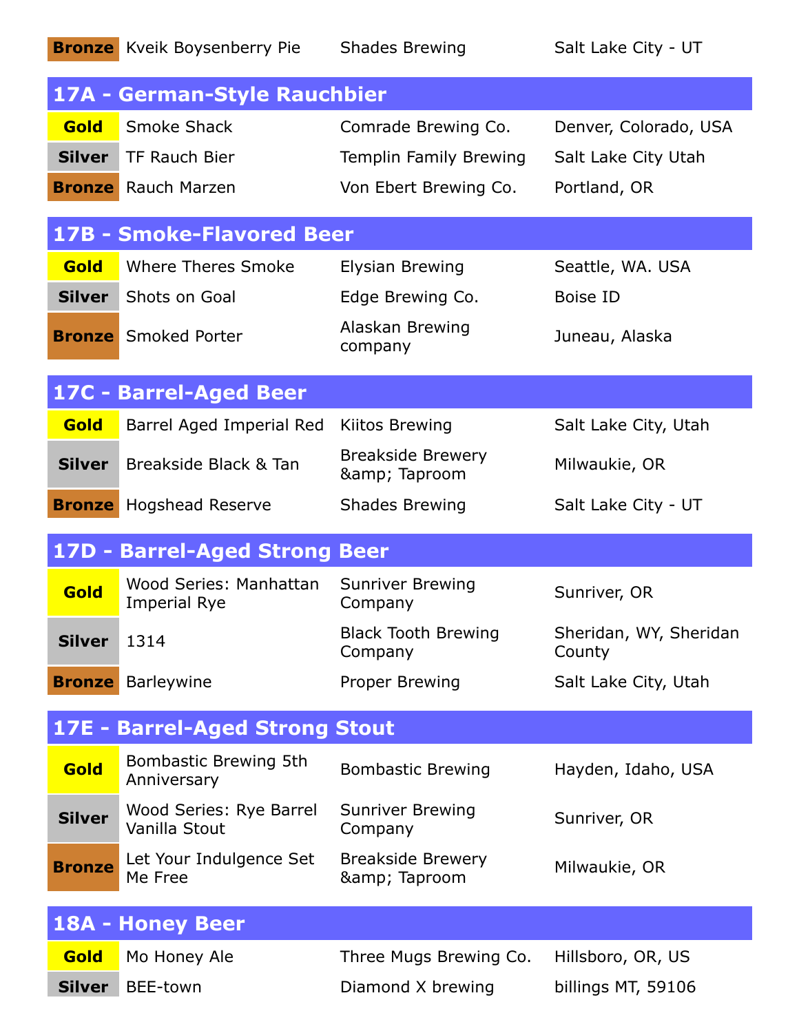| | | | |
|---|---|---|---|
| Bronze | Kveik Boysenberry Pie | Shades Brewing | Salt Lake City - UT |

## 17A - German-Style Rauchbier

| | | | |
|---|---|---|---|
| Gold | Smoke Shack | Comrade Brewing Co. | Denver, Colorado, USA |
| Silver | TF Rauch Bier | Templin Family Brewing | Salt Lake City Utah |
| Bronze | Rauch Marzen | Von Ebert Brewing Co. | Portland, OR |

## 17B - Smoke-Flavored Beer

| | | | |
|---|---|---|---|
| Gold | Where Theres Smoke | Elysian Brewing | Seattle, WA. USA |
| Silver | Shots on Goal | Edge Brewing Co. | Boise ID |
| Bronze | Smoked Porter | Alaskan Brewing company | Juneau, Alaska |

## 17C - Barrel-Aged Beer

| | | | |
|---|---|---|---|
| Gold | Barrel Aged Imperial Red | Kiitos Brewing | Salt Lake City, Utah |
| Silver | Breakside Black & Tan | Breakside Brewery &amp; Taproom | Milwaukie, OR |
| Bronze | Hogshead Reserve | Shades Brewing | Salt Lake City - UT |

## 17D - Barrel-Aged Strong Beer

| | | | |
|---|---|---|---|
| Gold | Wood Series: Manhattan Imperial Rye | Sunriver Brewing Company | Sunriver, OR |
| Silver | 1314 | Black Tooth Brewing Company | Sheridan, WY, Sheridan County |
| Bronze | Barleywine | Proper Brewing | Salt Lake City, Utah |

## 17E - Barrel-Aged Strong Stout

| | | | |
|---|---|---|---|
| Gold | Bombastic Brewing 5th Anniversary | Bombastic Brewing | Hayden, Idaho, USA |
| Silver | Wood Series: Rye Barrel Vanilla Stout | Sunriver Brewing Company | Sunriver, OR |
| Bronze | Let Your Indulgence Set Me Free | Breakside Brewery &amp; Taproom | Milwaukie, OR |

## 18A - Honey Beer

| | | | |
|---|---|---|---|
| Gold | Mo Honey Ale | Three Mugs Brewing Co. | Hillsboro, OR, US |
| Silver | BEE-town | Diamond X brewing | billings MT, 59106 |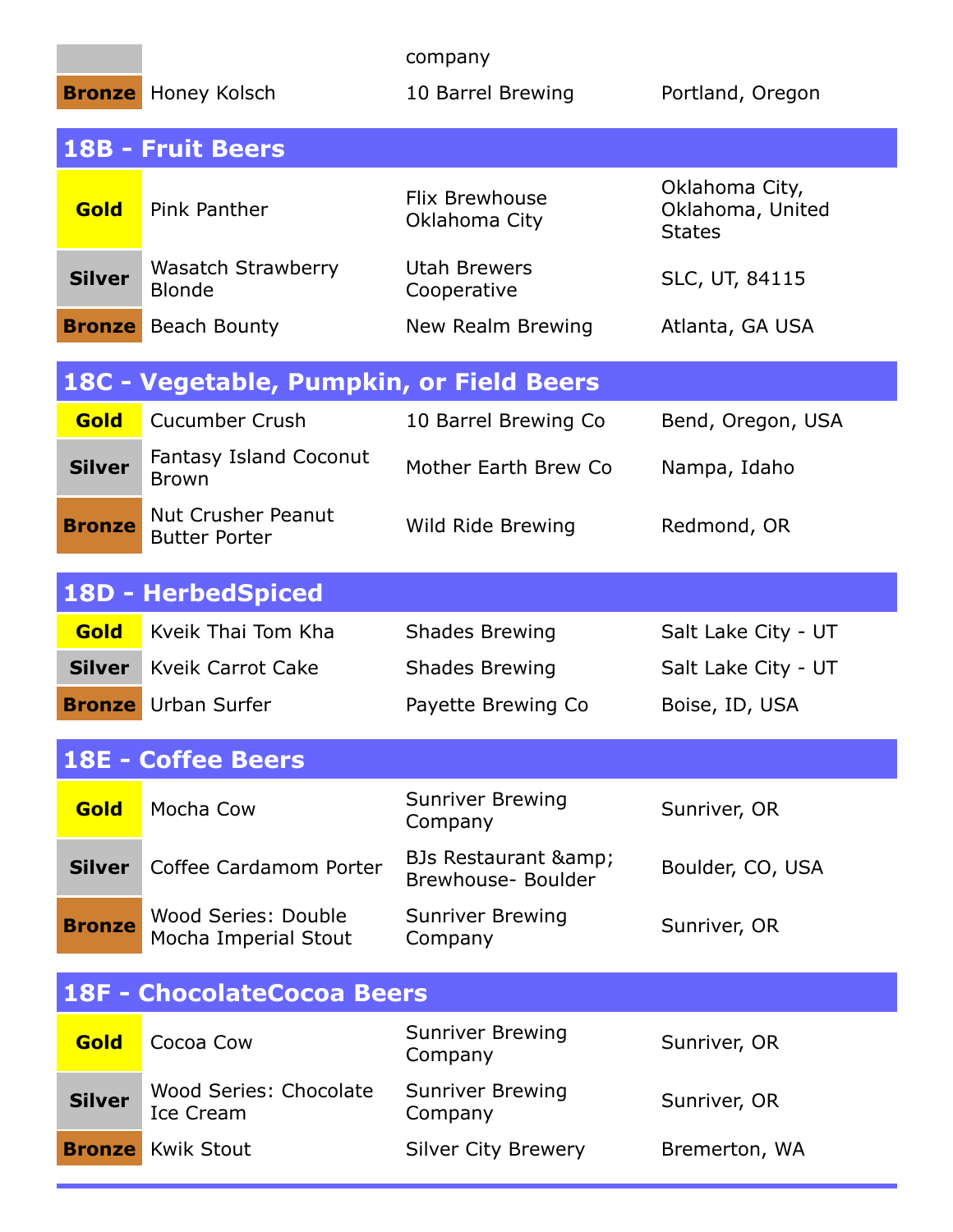| | | | |
|---|---|---|---|
| | | company | |
| **Bronze** | Honey Kolsch | 10 Barrel Brewing | Portland, Oregon |

## 18B - Fruit Beers

| | | | |
|---|---|---|---|
| **Gold** | Pink Panther | Flix Brewhouse Oklahoma City | Oklahoma City, Oklahoma, United States |
| **Silver** | Wasatch Strawberry Blonde | Utah Brewers Cooperative | SLC, UT, 84115 |
| **Bronze** | Beach Bounty | New Realm Brewing | Atlanta, GA USA |

## 18C - Vegetable, Pumpkin, or Field Beers

| | | | |
|---|---|---|---|
| **Gold** | Cucumber Crush | 10 Barrel Brewing Co | Bend, Oregon, USA |
| **Silver** | Fantasy Island Coconut Brown | Mother Earth Brew Co | Nampa, Idaho |
| **Bronze** | Nut Crusher Peanut Butter Porter | Wild Ride Brewing | Redmond, OR |

## 18D - HerbedSpiced

| | | | |
|---|---|---|---|
| **Gold** | Kveik Thai Tom Kha | Shades Brewing | Salt Lake City - UT |
| **Silver** | Kveik Carrot Cake | Shades Brewing | Salt Lake City - UT |
| **Bronze** | Urban Surfer | Payette Brewing Co | Boise, ID, USA |

## 18E - Coffee Beers

| | | | |
|---|---|---|---|
| **Gold** | Mocha Cow | Sunriver Brewing Company | Sunriver, OR |
| **Silver** | Coffee Cardamom Porter | BJs Restaurant &amp; Brewhouse- Boulder | Boulder, CO, USA |
| **Bronze** | Wood Series: Double Mocha Imperial Stout | Sunriver Brewing Company | Sunriver, OR |

## 18F - ChocolateCocoa Beers

| | | | |
|---|---|---|---|
| **Gold** | Cocoa Cow | Sunriver Brewing Company | Sunriver, OR |
| **Silver** | Wood Series: Chocolate Ice Cream | Sunriver Brewing Company | Sunriver, OR |
| **Bronze** | Kwik Stout | Silver City Brewery | Bremerton, WA |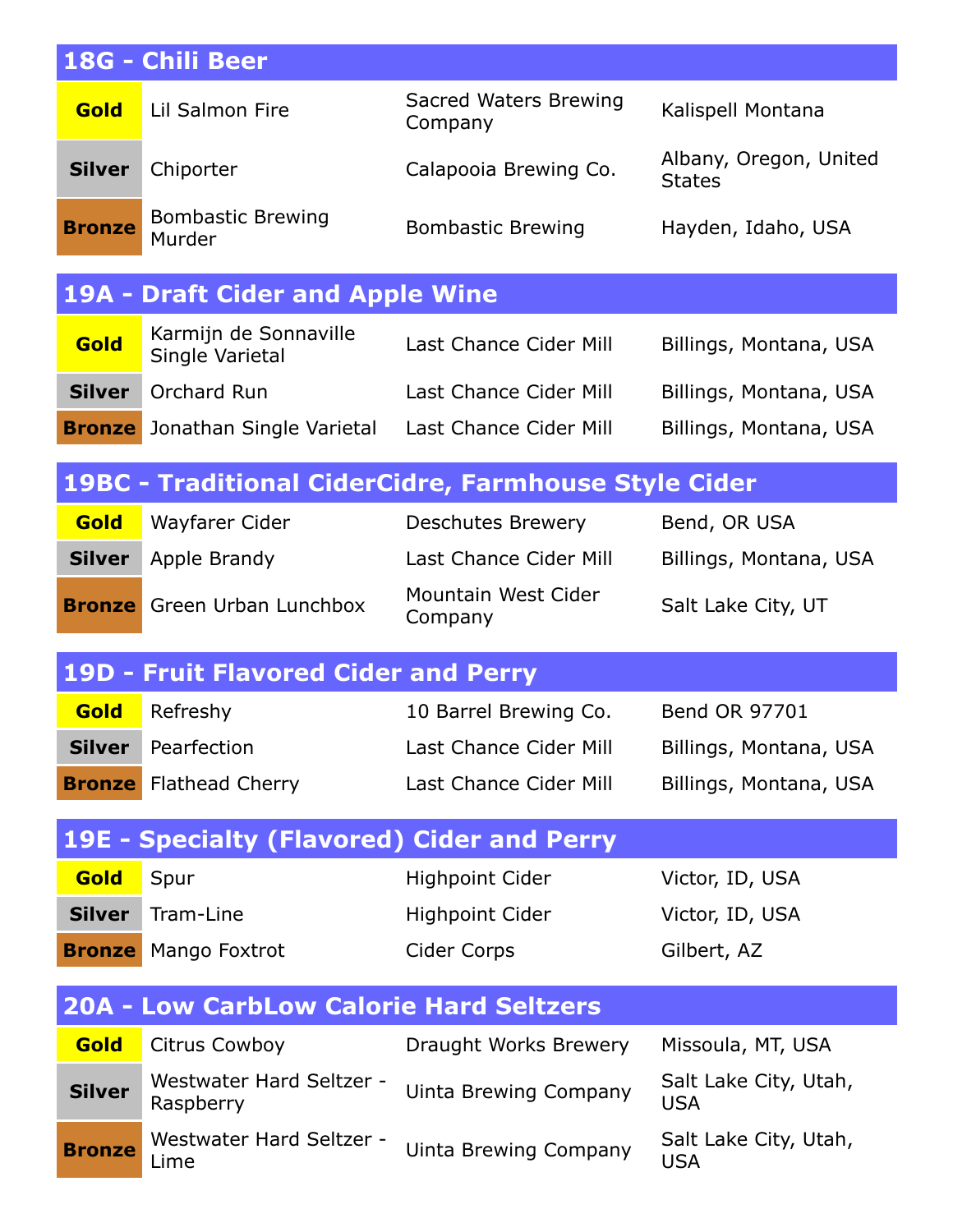## 18G - Chili Beer

| | | | |
|---|---|---|---|
| Gold | Lil Salmon Fire | Sacred Waters Brewing Company | Kalispell Montana |
| Silver | Chiporter | Calapooia Brewing Co. | Albany, Oregon, United States |
| Bronze | Bombastic Brewing Murder | Bombastic Brewing | Hayden, Idaho, USA |

## 19A - Draft Cider and Apple Wine

| | | | |
|---|---|---|---|
| Gold | Karmijn de Sonnaville Single Varietal | Last Chance Cider Mill | Billings, Montana, USA |
| Silver | Orchard Run | Last Chance Cider Mill | Billings, Montana, USA |
| Bronze | Jonathan Single Varietal | Last Chance Cider Mill | Billings, Montana, USA |

## 19BC - Traditional CiderCidre, Farmhouse Style Cider

| | | | |
|---|---|---|---|
| Gold | Wayfarer Cider | Deschutes Brewery | Bend, OR USA |
| Silver | Apple Brandy | Last Chance Cider Mill | Billings, Montana, USA |
| Bronze | Green Urban Lunchbox | Mountain West Cider Company | Salt Lake City, UT |

## 19D - Fruit Flavored Cider and Perry

| | | | |
|---|---|---|---|
| Gold | Refreshy | 10 Barrel Brewing Co. | Bend OR 97701 |
| Silver | Pearfection | Last Chance Cider Mill | Billings, Montana, USA |
| Bronze | Flathead Cherry | Last Chance Cider Mill | Billings, Montana, USA |

## 19E - Specialty (Flavored) Cider and Perry

| | | | |
|---|---|---|---|
| Gold | Spur | Highpoint Cider | Victor, ID, USA |
| Silver | Tram-Line | Highpoint Cider | Victor, ID, USA |
| Bronze | Mango Foxtrot | Cider Corps | Gilbert, AZ |

## 20A - Low CarbLow Calorie Hard Seltzers

| | | | |
|---|---|---|---|
| Gold | Citrus Cowboy | Draught Works Brewery | Missoula, MT, USA |
| Silver | Westwater Hard Seltzer - Raspberry | Uinta Brewing Company | Salt Lake City, Utah, USA |
| Bronze | Westwater Hard Seltzer - Lime | Uinta Brewing Company | Salt Lake City, Utah, USA |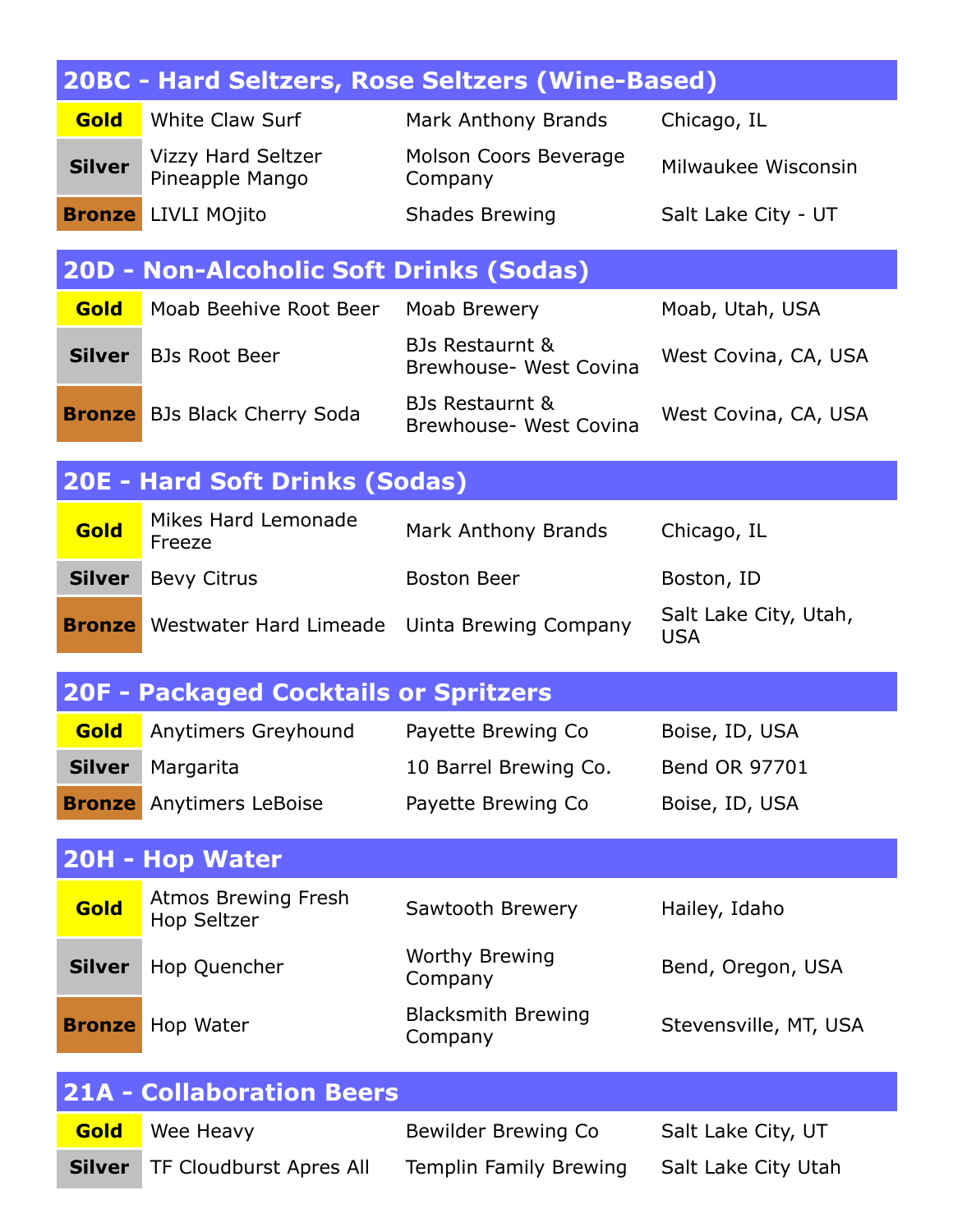## 20BC - Hard Seltzers, Rose Seltzers (Wine-Based)

| | | | |
|---|---|---|---|
| **Gold** | White Claw Surf | Mark Anthony Brands | Chicago, IL |
| **Silver** | Vizzy Hard Seltzer Pineapple Mango | Molson Coors Beverage Company | Milwaukee Wisconsin |
| **Bronze** | LIVLI MOjito | Shades Brewing | Salt Lake City - UT |

## 20D - Non-Alcoholic Soft Drinks (Sodas)

| | | | |
|---|---|---|---|
| **Gold** | Moab Beehive Root Beer | Moab Brewery | Moab, Utah, USA |
| **Silver** | BJs Root Beer | BJs Restaurnt & Brewhouse- West Covina | West Covina, CA, USA |
| **Bronze** | BJs Black Cherry Soda | BJs Restaurnt & Brewhouse- West Covina | West Covina, CA, USA |

## 20E - Hard Soft Drinks (Sodas)

| | | | |
|---|---|---|---|
| **Gold** | Mikes Hard Lemonade Freeze | Mark Anthony Brands | Chicago, IL |
| **Silver** | Bevy Citrus | Boston Beer | Boston, ID |
| **Bronze** | Westwater Hard Limeade | Uinta Brewing Company | Salt Lake City, Utah, USA |

## 20F - Packaged Cocktails or Spritzers

| | | | |
|---|---|---|---|
| **Gold** | Anytimers Greyhound | Payette Brewing Co | Boise, ID, USA |
| **Silver** | Margarita | 10 Barrel Brewing Co. | Bend OR 97701 |
| **Bronze** | Anytimers LeBoise | Payette Brewing Co | Boise, ID, USA |

## 20H - Hop Water

| | | | |
|---|---|---|---|
| **Gold** | Atmos Brewing Fresh Hop Seltzer | Sawtooth Brewery | Hailey, Idaho |
| **Silver** | Hop Quencher | Worthy Brewing Company | Bend, Oregon, USA |
| **Bronze** | Hop Water | Blacksmith Brewing Company | Stevensville, MT, USA |

## 21A - Collaboration Beers

| | | | |
|---|---|---|---|
| **Gold** | Wee Heavy | Bewilder Brewing Co | Salt Lake City, UT |
| **Silver** | TF Cloudburst Apres All | Templin Family Brewing | Salt Lake City Utah |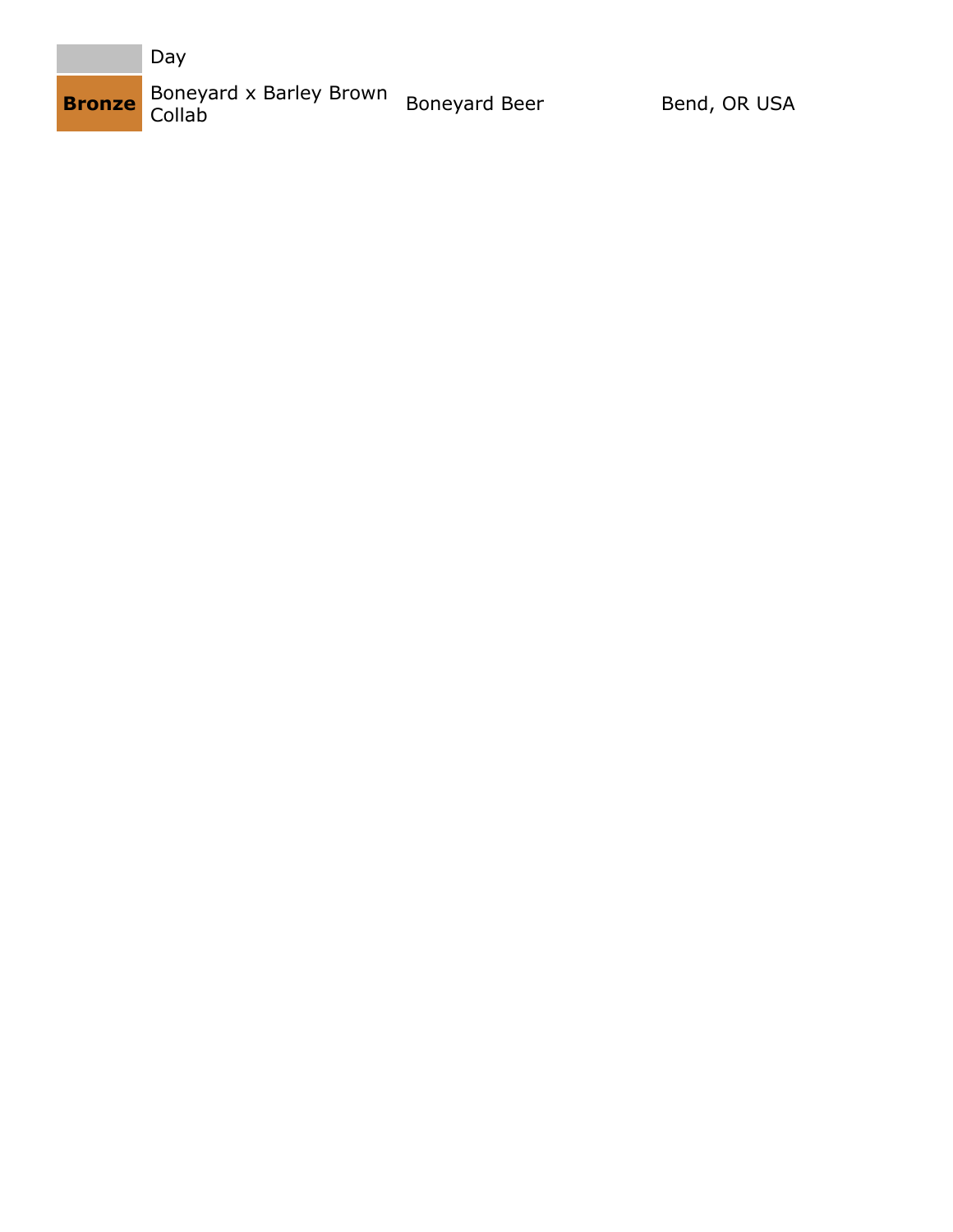| | | | |
|---|---|---|---|
| | Day | | |
| **Bronze** | Boneyard x Barley Brown Collab | Boneyard Beer | Bend, OR USA |